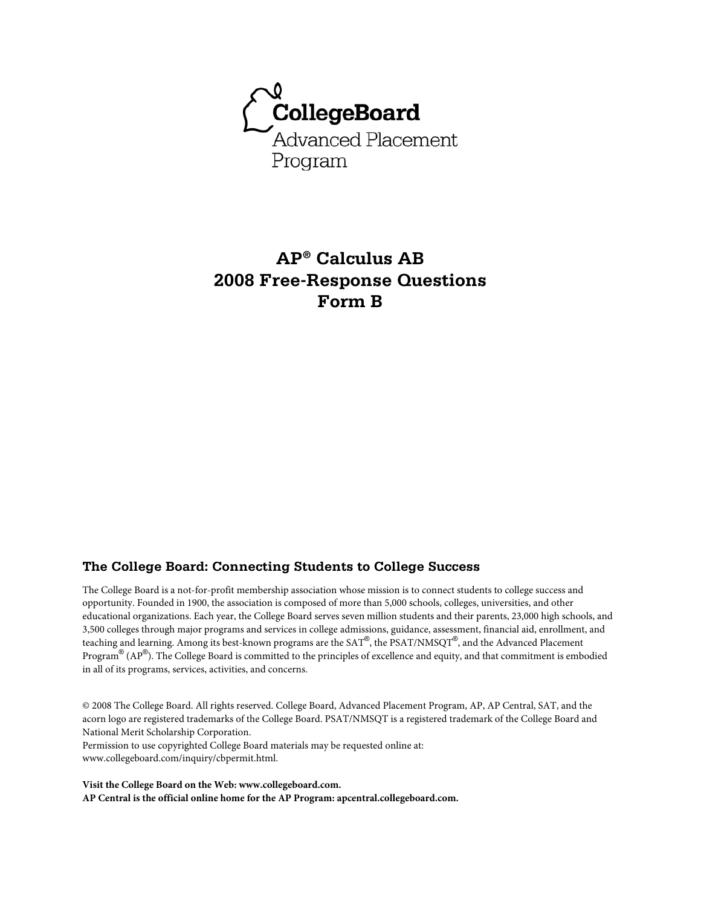CollegeBoard

Advanced Placement Program

# AP® Calculus AB
# 2008 Free-Response Questions
# Form B

## The College Board: Connecting Students to College Success

The College Board is a not-for-profit membership association whose mission is to connect students to college success and opportunity. Founded in 1900, the association is composed of more than 5,000 schools, colleges, universities, and other educational organizations. Each year, the College Board serves seven million students and their parents, 23,000 high schools, and 3,500 colleges through major programs and services in college admissions, guidance, assessment, financial aid, enrollment, and teaching and learning. Among its best-known programs are the SAT®, the PSAT/NMSQT®, and the Advanced Placement Program® (AP®). The College Board is committed to the principles of excellence and equity, and that commitment is embodied in all of its programs, services, activities, and concerns.

© 2008 The College Board. All rights reserved. College Board, Advanced Placement Program, AP, AP Central, SAT, and the acorn logo are registered trademarks of the College Board. PSAT/NMSQT is a registered trademark of the College Board and National Merit Scholarship Corporation.
Permission to use copyrighted College Board materials may be requested online at: www.collegeboard.com/inquiry/cbpermit.html.

**Visit the College Board on the Web: www.collegeboard.com.**
**AP Central is the official online home for the AP Program: apcentral.collegeboard.com.**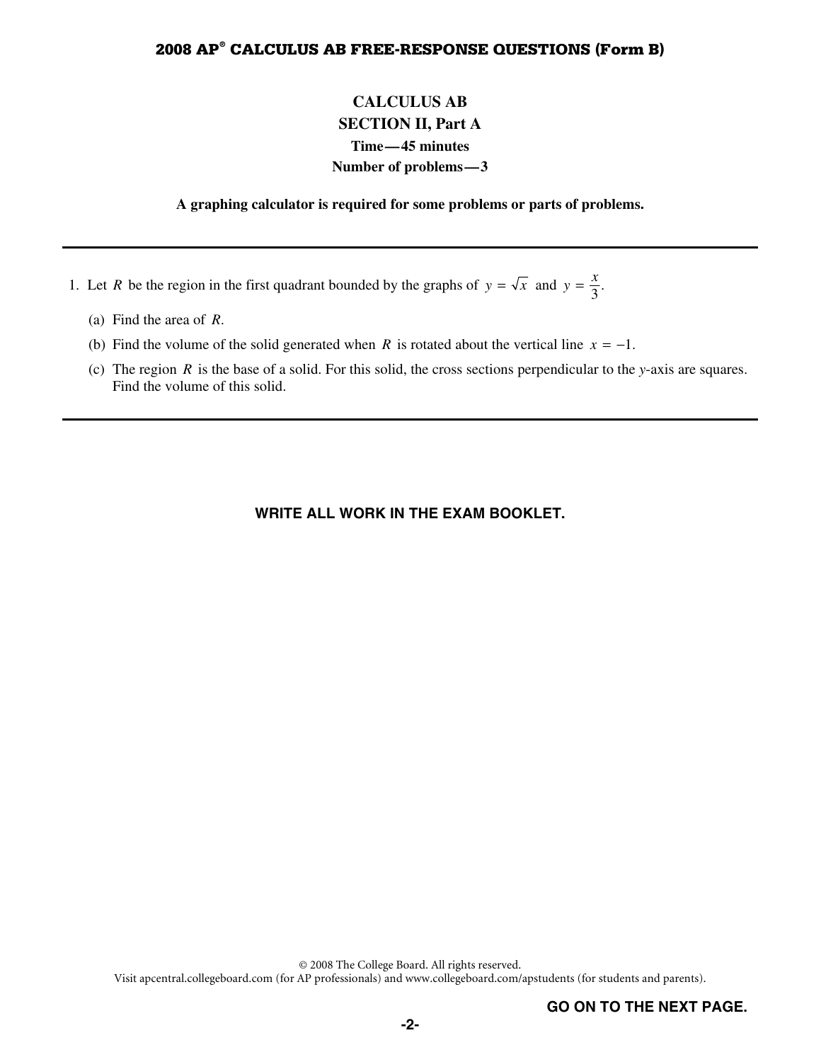## CALCULUS AB
## SECTION II, Part A
### Time—45 minutes
### Number of problems—3

**A graphing calculator is required for some problems or parts of problems.**

---

1. Let $R$ be the region in the first quadrant bounded by the graphs of $y = \sqrt{x}$ and $y = \frac{x}{3}$.

   (a) Find the area of $R$.

   (b) Find the volume of the solid generated when $R$ is rotated about the vertical line $x = -1$.

   (c) The region $R$ is the base of a solid. For this solid, the cross sections perpendicular to the $y$-axis are squares. Find the volume of this solid.

---

**WRITE ALL WORK IN THE EXAM BOOKLET.**

© 2008 The College Board. All rights reserved.
Visit apcentral.collegeboard.com (for AP professionals) and www.collegeboard.com/apstudents (for students and parents).

**GO ON TO THE NEXT PAGE.**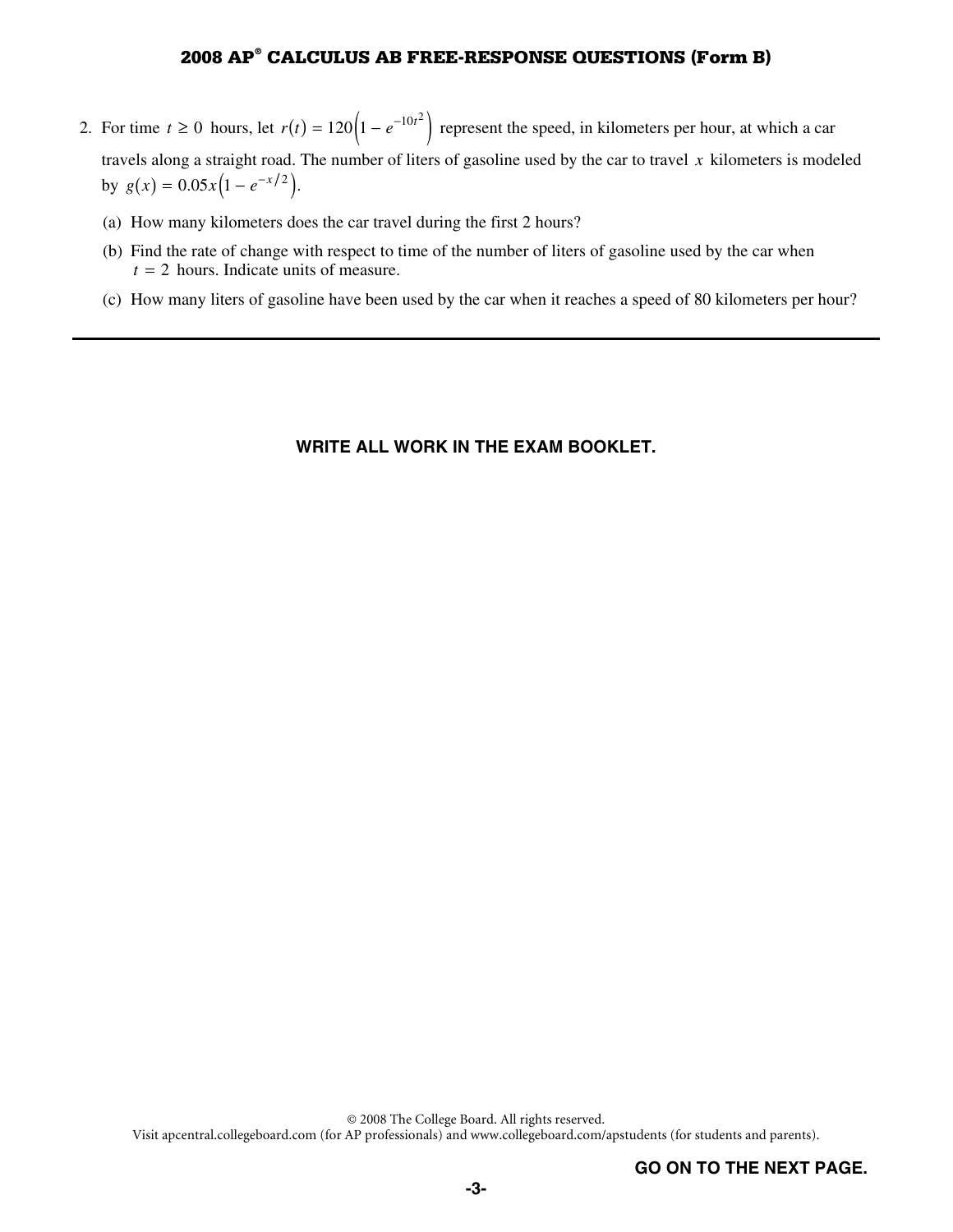2. For time $t \geq 0$ hours, let $r(t) = 120\left(1 - e^{-10t^2}\right)$ represent the speed, in kilometers per hour, at which a car travels along a straight road. The number of liters of gasoline used by the car to travel $x$ kilometers is modeled by $g(x) = 0.05x\left(1 - e^{-x/2}\right)$.

   (a) How many kilometers does the car travel during the first 2 hours?

   (b) Find the rate of change with respect to time of the number of liters of gasoline used by the car when $t = 2$ hours. Indicate units of measure.

   (c) How many liters of gasoline have been used by the car when it reaches a speed of 80 kilometers per hour?

---

**WRITE ALL WORK IN THE EXAM BOOKLET.**

© 2008 The College Board. All rights reserved.
Visit apcentral.collegeboard.com (for AP professionals) and www.collegeboard.com/apstudents (for students and parents).

**GO ON TO THE NEXT PAGE.**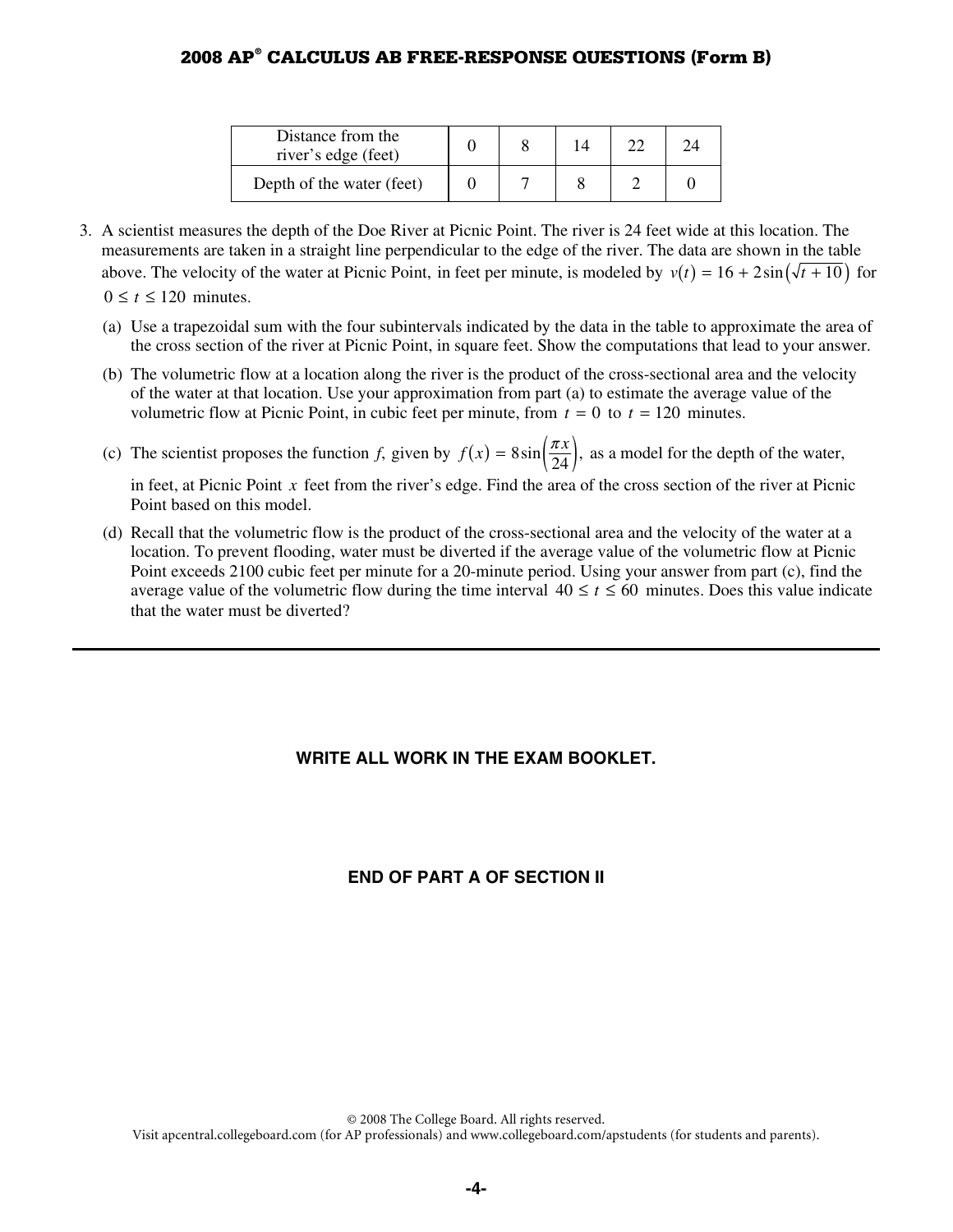| Distance from the river's edge (feet) | 0 | 8 | 14 | 22 | 24 |
|---|---|---|---|---|---|
| Depth of the water (feet) | 0 | 7 | 8 | 2 | 0 |

3. A scientist measures the depth of the Doe River at Picnic Point. The river is 24 feet wide at this location. The measurements are taken in a straight line perpendicular to the edge of the river. The data are shown in the table above. The velocity of the water at Picnic Point, in feet per minute, is modeled by $v(t) = 16 + 2\sin\left(\sqrt{t + 10}\right)$ for $0 \le t \le 120$ minutes.

   (a) Use a trapezoidal sum with the four subintervals indicated by the data in the table to approximate the area of the cross section of the river at Picnic Point, in square feet. Show the computations that lead to your answer.

   (b) The volumetric flow at a location along the river is the product of the cross-sectional area and the velocity of the water at that location. Use your approximation from part (a) to estimate the average value of the volumetric flow at Picnic Point, in cubic feet per minute, from $t = 0$ to $t = 120$ minutes.

   (c) The scientist proposes the function $f$, given by $f(x) = 8\sin\left(\frac{\pi x}{24}\right)$, as a model for the depth of the water, in feet, at Picnic Point $x$ feet from the river's edge. Find the area of the cross section of the river at Picnic Point based on this model.

   (d) Recall that the volumetric flow is the product of the cross-sectional area and the velocity of the water at a location. To prevent flooding, water must be diverted if the average value of the volumetric flow at Picnic Point exceeds 2100 cubic feet per minute for a 20-minute period. Using your answer from part (c), find the average value of the volumetric flow during the time interval $40 \le t \le 60$ minutes. Does this value indicate that the water must be diverted?

---

**WRITE ALL WORK IN THE EXAM BOOKLET.**

**END OF PART A OF SECTION II**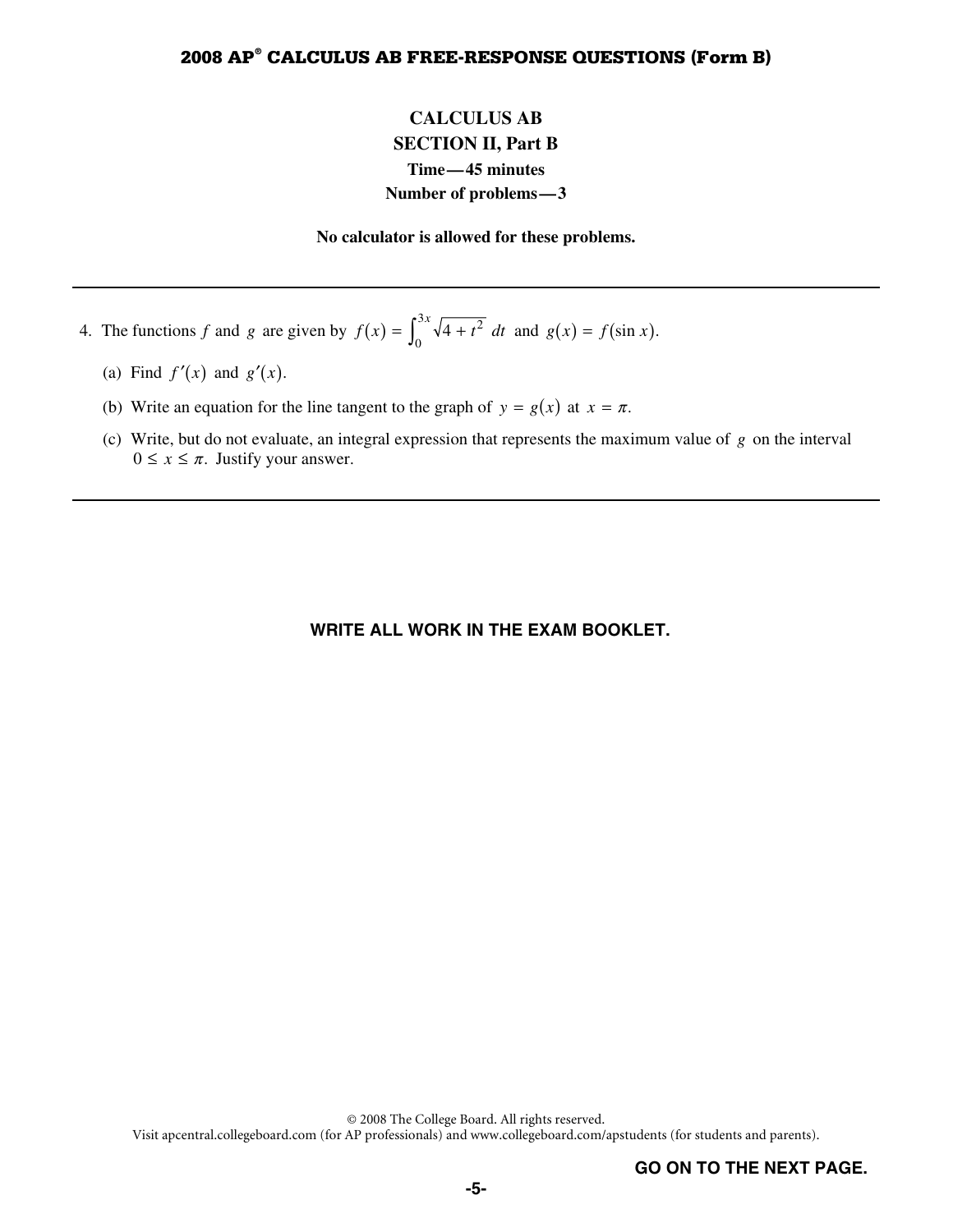# CALCULUS AB
## SECTION II, Part B
**Time — 45 minutes**
**Number of problems — 3**

**No calculator is allowed for these problems.**

---

4. The functions $f$ and $g$ are given by $f(x) = \int_0^{3x} \sqrt{4 + t^2}\, dt$ and $g(x) = f(\sin x)$.

   (a) Find $f'(x)$ and $g'(x)$.

   (b) Write an equation for the line tangent to the graph of $y = g(x)$ at $x = \pi$.

   (c) Write, but do not evaluate, an integral expression that represents the maximum value of $g$ on the interval $0 \le x \le \pi$. Justify your answer.

---

**WRITE ALL WORK IN THE EXAM BOOKLET.**

© 2008 The College Board. All rights reserved.
Visit apcentral.collegeboard.com (for AP professionals) and www.collegeboard.com/apstudents (for students and parents).

**GO ON TO THE NEXT PAGE.**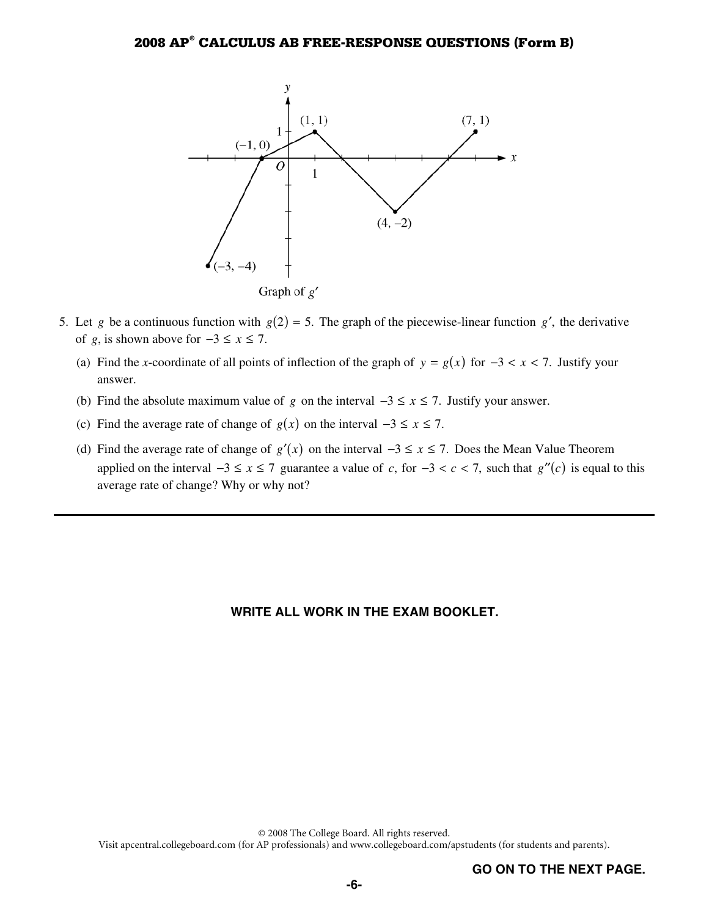y

(1, 1)

(7, 1)

1

(−1, 0)

O

1

x

(4, −2)

(−3, −4)

Graph of $g'$

5. Let $g$ be a continuous function with $g(2) = 5$. The graph of the piecewise-linear function $g'$, the derivative of $g$, is shown above for $-3 \le x \le 7$.

   (a) Find the *x*-coordinate of all points of inflection of the graph of $y = g(x)$ for $-3 < x < 7$. Justify your answer.

   (b) Find the absolute maximum value of $g$ on the interval $-3 \le x \le 7$. Justify your answer.

   (c) Find the average rate of change of $g(x)$ on the interval $-3 \le x \le 7$.

   (d) Find the average rate of change of $g'(x)$ on the interval $-3 \le x \le 7$. Does the Mean Value Theorem applied on the interval $-3 \le x \le 7$ guarantee a value of $c$, for $-3 < c < 7$, such that $g''(c)$ is equal to this average rate of change? Why or why not?

**WRITE ALL WORK IN THE EXAM BOOKLET.**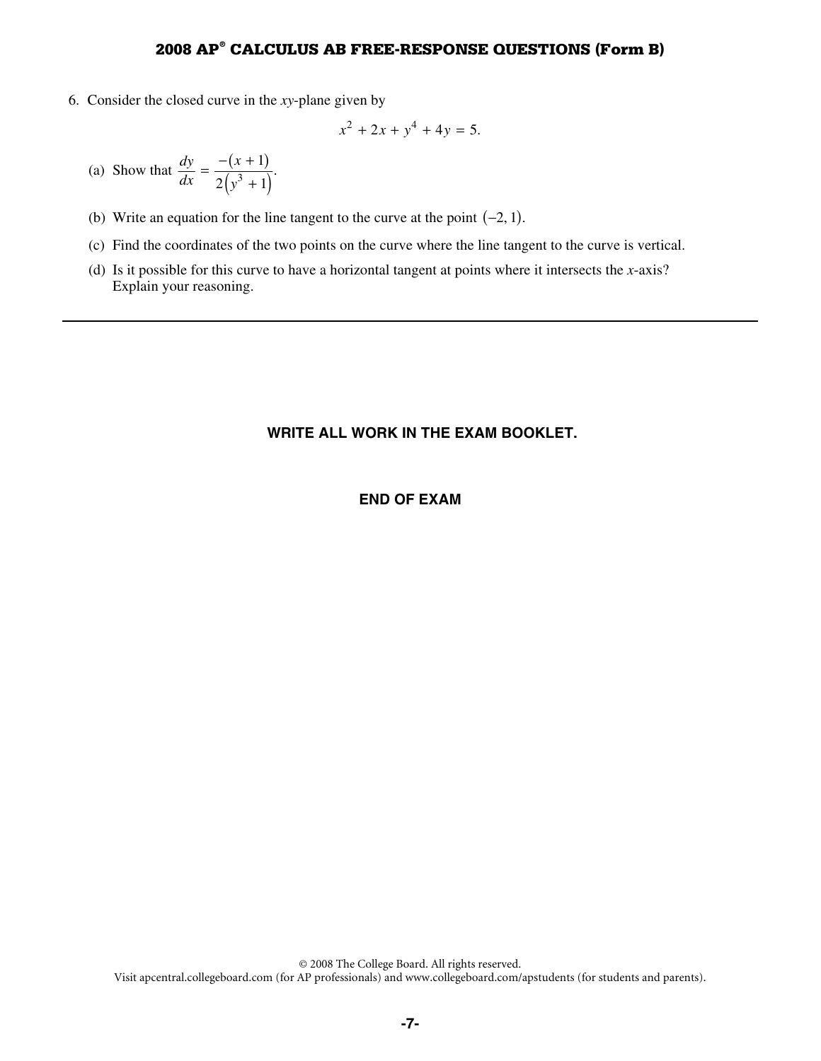6. Consider the closed curve in the $xy$-plane given by

$$x^2 + 2x + y^4 + 4y = 5.$$

(a) Show that $\dfrac{dy}{dx} = \dfrac{-(x+1)}{2(y^3+1)}$.

(b) Write an equation for the line tangent to the curve at the point $(-2, 1)$.

(c) Find the coordinates of the two points on the curve where the line tangent to the curve is vertical.

(d) Is it possible for this curve to have a horizontal tangent at points where it intersects the $x$-axis? Explain your reasoning.

---

**WRITE ALL WORK IN THE EXAM BOOKLET.**

**END OF EXAM**